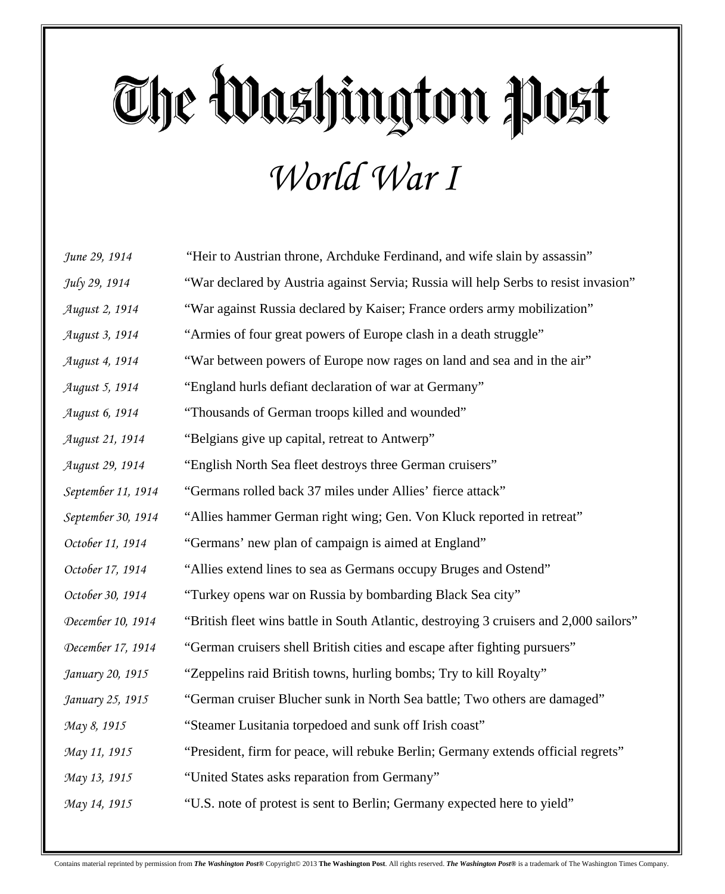# The Washington Post

## *World War I*

| | |
|---|---|
| *June 29, 1914* | "Heir to Austrian throne, Archduke Ferdinand, and wife slain by assassin" |
| *July 29, 1914* | "War declared by Austria against Servia; Russia will help Serbs to resist invasion" |
| *August 2, 1914* | "War against Russia declared by Kaiser; France orders army mobilization" |
| *August 3, 1914* | "Armies of four great powers of Europe clash in a death struggle" |
| *August 4, 1914* | "War between powers of Europe now rages on land and sea and in the air" |
| *August 5, 1914* | "England hurls defiant declaration of war at Germany" |
| *August 6, 1914* | "Thousands of German troops killed and wounded" |
| *August 21, 1914* | "Belgians give up capital, retreat to Antwerp" |
| *August 29, 1914* | "English North Sea fleet destroys three German cruisers" |
| *September 11, 1914* | "Germans rolled back 37 miles under Allies' fierce attack" |
| *September 30, 1914* | "Allies hammer German right wing; Gen. Von Kluck reported in retreat" |
| *October 11, 1914* | "Germans' new plan of campaign is aimed at England" |
| *October 17, 1914* | "Allies extend lines to sea as Germans occupy Bruges and Ostend" |
| *October 30, 1914* | "Turkey opens war on Russia by bombarding Black Sea city" |
| *December 10, 1914* | "British fleet wins battle in South Atlantic, destroying 3 cruisers and 2,000 sailors" |
| *December 17, 1914* | "German cruisers shell British cities and escape after fighting pursuers" |
| *January 20, 1915* | "Zeppelins raid British towns, hurling bombs; Try to kill Royalty" |
| *January 25, 1915* | "German cruiser Blucher sunk in North Sea battle; Two others are damaged" |
| *May 8, 1915* | "Steamer Lusitania torpedoed and sunk off Irish coast" |
| *May 11, 1915* | "President, firm for peace, will rebuke Berlin; Germany extends official regrets" |
| *May 13, 1915* | "United States asks reparation from Germany" |
| *May 14, 1915* | "U.S. note of protest is sent to Berlin; Germany expected here to yield" |

Contains material reprinted by permission from ***The Washington Post®*** Copyright© 2013 **The Washington Post**. All rights reserved. ***The Washington Post®*** is a trademark of The Washington Times Company.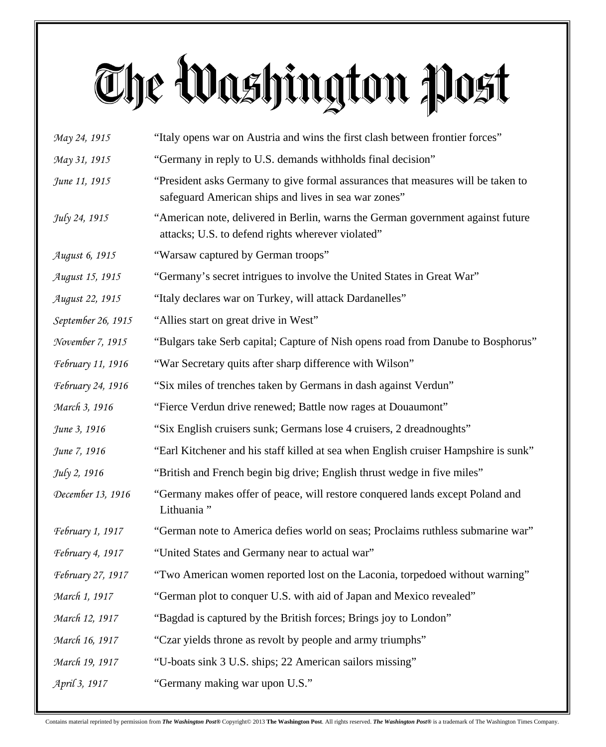# The Washington Post

| | |
|---|---|
| *May 24, 1915* | "Italy opens war on Austria and wins the first clash between frontier forces" |
| *May 31, 1915* | "Germany in reply to U.S. demands withholds final decision" |
| *June 11, 1915* | "President asks Germany to give formal assurances that measures will be taken to safeguard American ships and lives in sea war zones" |
| *July 24, 1915* | "American note, delivered in Berlin, warns the German government against future attacks; U.S. to defend rights wherever violated" |
| *August 6, 1915* | "Warsaw captured by German troops" |
| *August 15, 1915* | "Germany's secret intrigues to involve the United States in Great War" |
| *August 22, 1915* | "Italy declares war on Turkey, will attack Dardanelles" |
| *September 26, 1915* | "Allies start on great drive in West" |
| *November 7, 1915* | "Bulgars take Serb capital; Capture of Nish opens road from Danube to Bosphorus" |
| *February 11, 1916* | "War Secretary quits after sharp difference with Wilson" |
| *February 24, 1916* | "Six miles of trenches taken by Germans in dash against Verdun" |
| *March 3, 1916* | "Fierce Verdun drive renewed; Battle now rages at Douaumont" |
| *June 3, 1916* | "Six English cruisers sunk; Germans lose 4 cruisers, 2 dreadnoughts" |
| *June 7, 1916* | "Earl Kitchener and his staff killed at sea when English cruiser Hampshire is sunk" |
| *July 2, 1916* | "British and French begin big drive; English thrust wedge in five miles" |
| *December 13, 1916* | "Germany makes offer of peace, will restore conquered lands except Poland and Lithuania " |
| *February 1, 1917* | "German note to America defies world on seas; Proclaims ruthless submarine war" |
| *February 4, 1917* | "United States and Germany near to actual war" |
| *February 27, 1917* | "Two American women reported lost on the Laconia, torpedoed without warning" |
| *March 1, 1917* | "German plot to conquer U.S. with aid of Japan and Mexico revealed" |
| *March 12, 1917* | "Bagdad is captured by the British forces; Brings joy to London" |
| *March 16, 1917* | "Czar yields throne as revolt by people and army triumphs" |
| *March 19, 1917* | "U-boats sink 3 U.S. ships; 22 American sailors missing" |
| *April 3, 1917* | "Germany making war upon U.S." |

Contains material reprinted by permission from ***The Washington Post®*** Copyright© 2013 **The Washington Post**. All rights reserved. ***The Washington Post®*** is a trademark of The Washington Times Company.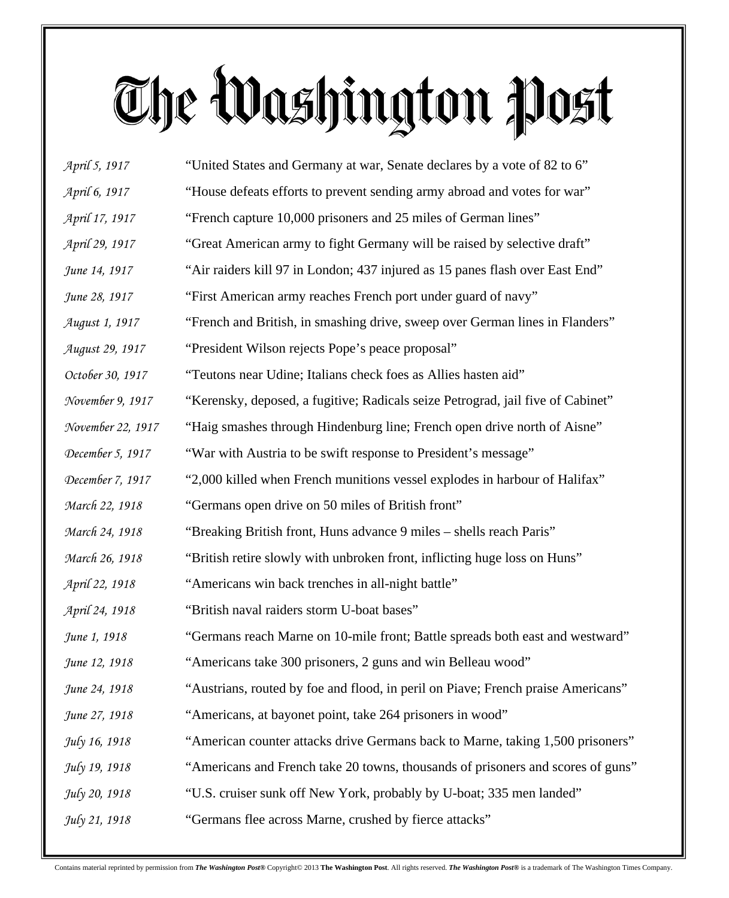# The Washington Post

| | |
|---|---|
| *April 5, 1917* | "United States and Germany at war, Senate declares by a vote of 82 to 6" |
| *April 6, 1917* | "House defeats efforts to prevent sending army abroad and votes for war" |
| *April 17, 1917* | "French capture 10,000 prisoners and 25 miles of German lines" |
| *April 29, 1917* | "Great American army to fight Germany will be raised by selective draft" |
| *June 14, 1917* | "Air raiders kill 97 in London; 437 injured as 15 panes flash over East End" |
| *June 28, 1917* | "First American army reaches French port under guard of navy" |
| *August 1, 1917* | "French and British, in smashing drive, sweep over German lines in Flanders" |
| *August 29, 1917* | "President Wilson rejects Pope's peace proposal" |
| *October 30, 1917* | "Teutons near Udine; Italians check foes as Allies hasten aid" |
| *November 9, 1917* | "Kerensky, deposed, a fugitive; Radicals seize Petrograd, jail five of Cabinet" |
| *November 22, 1917* | "Haig smashes through Hindenburg line; French open drive north of Aisne" |
| *December 5, 1917* | "War with Austria to be swift response to President's message" |
| *December 7, 1917* | "2,000 killed when French munitions vessel explodes in harbour of Halifax" |
| *March 22, 1918* | "Germans open drive on 50 miles of British front" |
| *March 24, 1918* | "Breaking British front, Huns advance 9 miles – shells reach Paris" |
| *March 26, 1918* | "British retire slowly with unbroken front, inflicting huge loss on Huns" |
| *April 22, 1918* | "Americans win back trenches in all-night battle" |
| *April 24, 1918* | "British naval raiders storm U-boat bases" |
| *June 1, 1918* | "Germans reach Marne on 10-mile front; Battle spreads both east and westward" |
| *June 12, 1918* | "Americans take 300 prisoners, 2 guns and win Belleau wood" |
| *June 24, 1918* | "Austrians, routed by foe and flood, in peril on Piave; French praise Americans" |
| *June 27, 1918* | "Americans, at bayonet point, take 264 prisoners in wood" |
| *July 16, 1918* | "American counter attacks drive Germans back to Marne, taking 1,500 prisoners" |
| *July 19, 1918* | "Americans and French take 20 towns, thousands of prisoners and scores of guns" |
| *July 20, 1918* | "U.S. cruiser sunk off New York, probably by U-boat; 335 men landed" |
| *July 21, 1918* | "Germans flee across Marne, crushed by fierce attacks" |

Contains material reprinted by permission from ***The Washington Post®*** Copyright© 2013 **The Washington Post**. All rights reserved. ***The Washington Post®*** is a trademark of The Washington Times Company.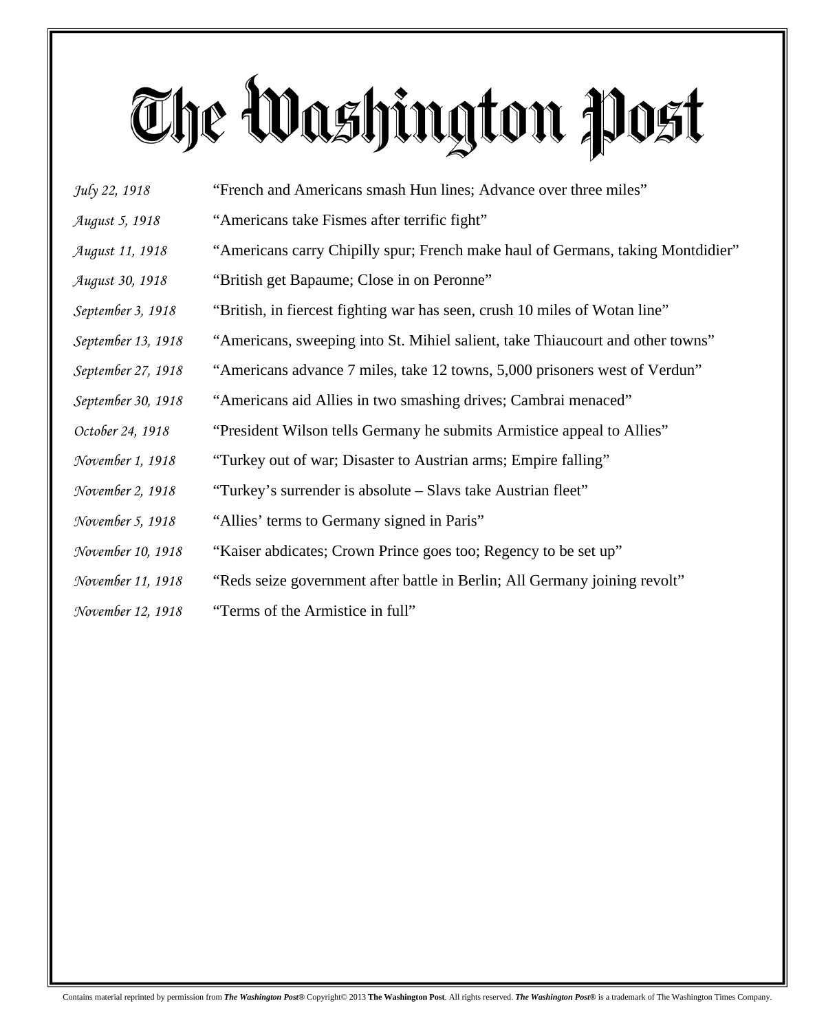# The Washington Post

| | |
|---|---|
| *July 22, 1918* | "French and Americans smash Hun lines; Advance over three miles" |
| *August 5, 1918* | "Americans take Fismes after terrific fight" |
| *August 11, 1918* | "Americans carry Chipilly spur; French make haul of Germans, taking Montdidier" |
| *August 30, 1918* | "British get Bapaume; Close in on Peronne" |
| *September 3, 1918* | "British, in fiercest fighting war has seen, crush 10 miles of Wotan line" |
| *September 13, 1918* | "Americans, sweeping into St. Mihiel salient, take Thiaucourt and other towns" |
| *September 27, 1918* | "Americans advance 7 miles, take 12 towns, 5,000 prisoners west of Verdun" |
| *September 30, 1918* | "Americans aid Allies in two smashing drives; Cambrai menaced" |
| *October 24, 1918* | "President Wilson tells Germany he submits Armistice appeal to Allies" |
| *November 1, 1918* | "Turkey out of war; Disaster to Austrian arms; Empire falling" |
| *November 2, 1918* | "Turkey's surrender is absolute – Slavs take Austrian fleet" |
| *November 5, 1918* | "Allies' terms to Germany signed in Paris" |
| *November 10, 1918* | "Kaiser abdicates; Crown Prince goes too; Regency to be set up" |
| *November 11, 1918* | "Reds seize government after battle in Berlin; All Germany joining revolt" |
| *November 12, 1918* | "Terms of the Armistice in full" |

Contains material reprinted by permission from ***The Washington Post®*** Copyright© 2013 **The Washington Post**. All rights reserved. ***The Washington Post®*** is a trademark of The Washington Times Company.